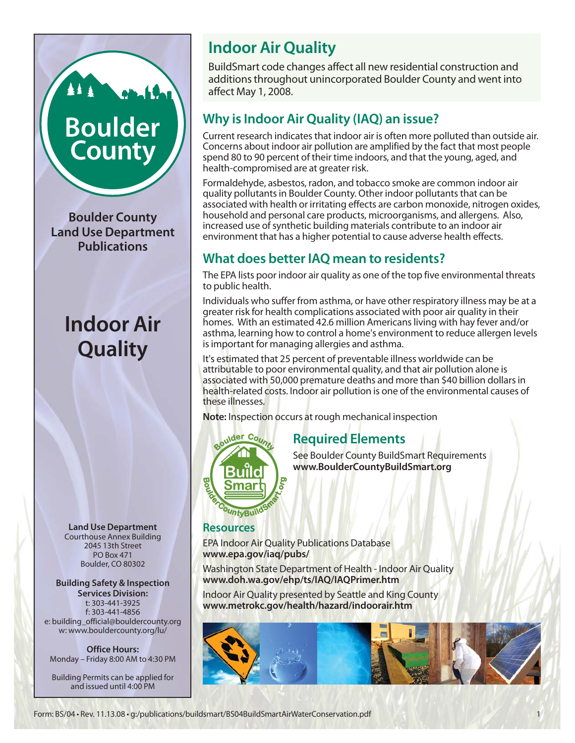# Indoor Air Quality

BuildSmart code changes affect all new residential construction and additions throughout unincorporated Boulder County and went into affect May 1, 2008.

## Why is Indoor Air Quality (IAQ) an issue?

Current research indicates that indoor air is often more polluted than outside air. Concerns about indoor air pollution are amplified by the fact that most people spend 80 to 90 percent of their time indoors, and that the young, aged, and health-compromised are at greater risk.

Formaldehyde, asbestos, radon, and tobacco smoke are common indoor air quality pollutants in Boulder County. Other indoor pollutants that can be associated with health or irritating effects are carbon monoxide, nitrogen oxides, household and personal care products, microorganisms, and allergens. Also, increased use of synthetic building materials contribute to an indoor air environment that has a higher potential to cause adverse health effects.

## What does better IAQ mean to residents?

The EPA lists poor indoor air quality as one of the top five environmental threats to public health.

Individuals who suffer from asthma, or have other respiratory illness may be at a greater risk for health complications associated with poor air quality in their homes. With an estimated 42.6 million Americans living with hay fever and/or asthma, learning how to control a home's environment to reduce allergen levels is important for managing allergies and asthma.

It's estimated that 25 percent of preventable illness worldwide can be attributable to poor environmental quality, and that air pollution alone is associated with 50,000 premature deaths and more than $40 billion dollars in health-related costs. Indoor air pollution is one of the environmental causes of these illnesses.

**Note:** Inspection occurs at rough mechanical inspection

## Required Elements

See Boulder County BuildSmart Requirements
**www.BoulderCountyBuildSmart.org**

### Resources

EPA Indoor Air Quality Publications Database
**www.epa.gov/iaq/pubs/**

Washington State Department of Health - Indoor Air Quality
**www.doh.wa.gov/ehp/ts/IAQ/IAQPrimer.htm**

Indoor Air Quality presented by Seattle and King County
**www.metrokc.gov/health/hazard/indoorair.htm**

---

**Boulder County Land Use Department Publications**

**Indoor Air Quality**

**Land Use Department**
Courthouse Annex Building
2045 13th Street
PO Box 471
Boulder, CO 80302

**Building Safety & Inspection Services Division:**
t: 303-441-3925
f: 303-441-4856
e: building_official@bouldercounty.org
w: www.bouldercounty.org/lu/

**Office Hours:**
Monday – Friday 8:00 AM to 4:30 PM

Building Permits can be applied for and issued until 4:00 PM

Form: BS/04 • Rev. 11.13.08 • g:/publications/buildsmart/BS04BuildSmartAirWaterConservation.pdf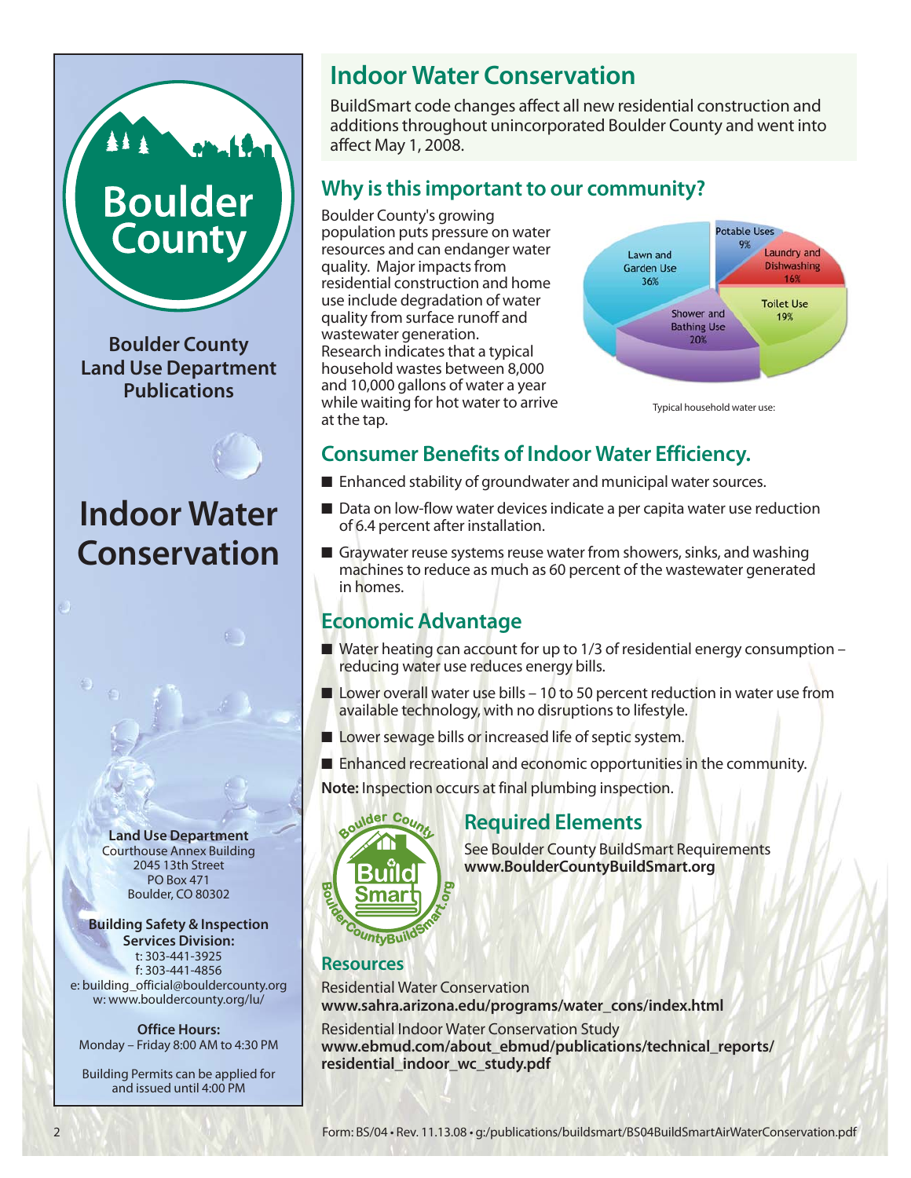Boulder County

**Boulder County Land Use Department Publications**

# Indoor Water Conservation

**Land Use Department**
Courthouse Annex Building
2045 13th Street
PO Box 471
Boulder, CO 80302

**Building Safety & Inspection Services Division:**
t: 303-441-3925
f: 303-441-4856
e: building_official@bouldercounty.org
w: www.bouldercounty.org/lu/

**Office Hours:**
Monday – Friday 8:00 AM to 4:30 PM

Building Permits can be applied for and issued until 4:00 PM

## Indoor Water Conservation

BuildSmart code changes affect all new residential construction and additions throughout unincorporated Boulder County and went into affect May 1, 2008.

## Why is this important to our community?

Boulder County's growing population puts pressure on water resources and can endanger water quality. Major impacts from residential construction and home use include degradation of water quality from surface runoff and wastewater generation. Research indicates that a typical household wastes between 8,000 and 10,000 gallons of water a year while waiting for hot water to arrive at the tap.

Potable Uses 9%
Laundry and Dishwashing 16%
Toilet Use 19%
Shower and Bathing Use 20%
Lawn and Garden Use 36%

Typical household water use:

## Consumer Benefits of Indoor Water Efficiency.

- Enhanced stability of groundwater and municipal water sources.
- Data on low-flow water devices indicate a per capita water use reduction of 6.4 percent after installation.
- Graywater reuse systems reuse water from showers, sinks, and washing machines to reduce as much as 60 percent of the wastewater generated in homes.

## Economic Advantage

- Water heating can account for up to 1/3 of residential energy consumption – reducing water use reduces energy bills.
- Lower overall water use bills – 10 to 50 percent reduction in water use from available technology, with no disruptions to lifestyle.
- Lower sewage bills or increased life of septic system.
- Enhanced recreational and economic opportunities in the community.

**Note:** Inspection occurs at final plumbing inspection.

Boulder County Build Smart BoulderCountyBuildSmart.org

## Required Elements

See Boulder County BuildSmart Requirements
**www.BoulderCountyBuildSmart.org**

## Resources

Residential Water Conservation
**www.sahra.arizona.edu/programs/water_cons/index.html**

Residential Indoor Water Conservation Study
**www.ebmud.com/about_ebmud/publications/technical_reports/residential_indoor_wc_study.pdf**

Form: BS/04 • Rev. 11.13.08 • g:/publications/buildsmart/BS04BuildSmartAirWaterConservation.pdf